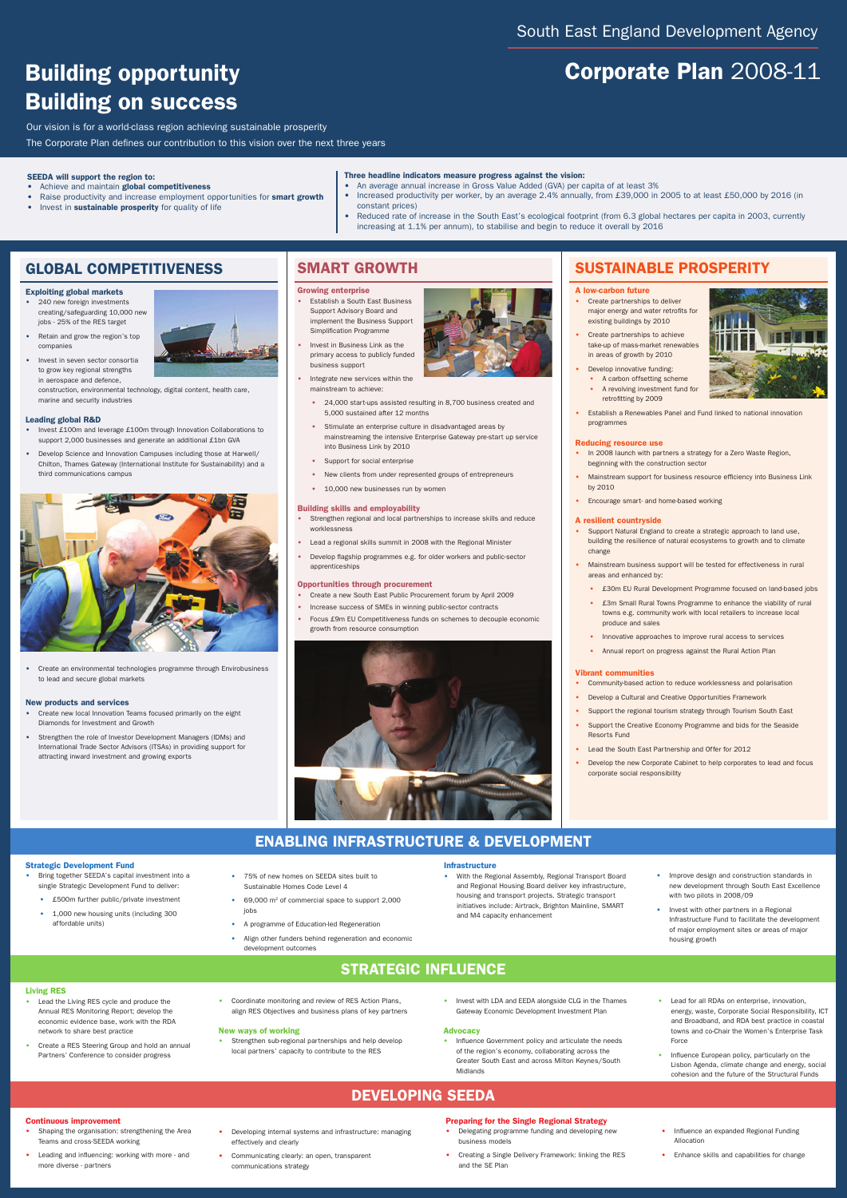South East England Development Agency

# Building opportunity Building on success

# Corporate Plan 2008-11

Our vision is for a world-class region achieving sustainable prosperity

The Corporate Plan defines our contribution to this vision over the next three years

**SEEDA will support the region to:**

- Achieve and maintain **global competitiveness**
- Raise productivity and increase employment opportunities for **smart growth**
- Invest in **sustainable prosperity** for quality of life

**Three headline indicators measure progress against the vision:**

- An average annual increase in Gross Value Added (GVA) per capita of at least 3%
- Increased productivity per worker, by an average 2.4% annually, from £39,000 in 2005 to at least £50,000 by 2016 (in constant prices)
- Reduced rate of increase in the South East's ecological footprint (from 6.3 global hectares per capita in 2003, currently increasing at 1.1% per annum), to stabilise and begin to reduce it overall by 2016

## GLOBAL COMPETITIVENESS

### Exploiting global markets

- 240 new foreign investments creating/safeguarding 10,000 new jobs - 25% of the RES target
- Retain and grow the region's top companies
- Invest in seven sector consortia to grow key regional strengths in aerospace and defence, construction, environmental technology, digital content, health care, marine and security industries

### Leading global R&D

- Invest £100m and leverage £100m through Innovation Collaborations to support 2,000 businesses and generate an additional £1bn GVA
- Develop Science and Innovation Campuses including those at Harwell/Chilton, Thames Gateway (International Institute for Sustainability) and a third communications campus
- Create an environmental technologies programme through Envirobusiness to lead and secure global markets

### New products and services

- Create new local Innovation Teams focused primarily on the eight Diamonds for Investment and Growth
- Strengthen the role of Investor Development Managers (IDMs) and International Trade Sector Advisors (ITSAs) in providing support for attracting inward investment and growing exports

## SMART GROWTH

### Growing enterprise

- Establish a South East Business Support Advisory Board and implement the Business Support Simplification Programme
- Invest in Business Link as the primary access to publicly funded business support
- Integrate new services within the mainstream to achieve:
  - 24,000 start-ups assisted resulting in 8,700 business created and 5,000 sustained after 12 months
  - Stimulate an enterprise culture in disadvantaged areas by mainstreaming the intensive Enterprise Gateway pre-start up service into Business Link by 2010
  - Support for social enterprise
  - New clients from under represented groups of entrepreneurs
  - 10,000 new businesses run by women

### Building skills and employability

- Strengthen regional and local partnerships to increase skills and reduce worklessness
- Lead a regional skills summit in 2008 with the Regional Minister
- Develop flagship programmes e.g. for older workers and public-sector apprenticeships

### Opportunities through procurement

- Create a new South East Public Procurement forum by April 2009
- Increase success of SMEs in winning public-sector contracts
- Focus £9m EU Competitiveness funds on schemes to decouple economic growth from resource consumption

## SUSTAINABLE PROSPERITY

### A low-carbon future

- Create partnerships to deliver major energy and water retrofits for existing buildings by 2010
- Create partnerships to achieve take-up of mass-market renewables in areas of growth by 2010
- Develop innovative funding:
  - A carbon offsetting scheme
  - A revolving investment fund for retrofitting by 2009
- Establish a Renewables Panel and Fund linked to national innovation programmes

### Reducing resource use

- In 2008 launch with partners a strategy for a Zero Waste Region, beginning with the construction sector
- Mainstream support for business resource efficiency into Business Link by 2010
- Encourage smart- and home-based working

### A resilient countryside

- Support Natural England to create a strategic approach to land use, building the resilience of natural ecosystems to growth and to climate change
- Mainstream business support will be tested for effectiveness in rural areas and enhanced by:
  - £30m EU Rural Development Programme focused on land-based jobs
  - £3m Small Rural Towns Programme to enhance the viability of rural towns e.g. community work with local retailers to increase local produce and sales
  - Innovative approaches to improve rural access to services
  - Annual report on progress against the Rural Action Plan

### Vibrant communities

- Community-based action to reduce worklessness and polarisation
- Develop a Cultural and Creative Opportunities Framework
- Support the regional tourism strategy through Tourism South East
- Support the Creative Economy Programme and bids for the Seaside Resorts Fund
- Lead the South East Partnership and Offer for 2012
- Develop the new Corporate Cabinet to help corporates to lead and focus corporate social responsibility

## ENABLING INFRASTRUCTURE & DEVELOPMENT

### Strategic Development Fund

- Bring together SEEDA's capital investment into a single Strategic Development Fund to deliver:
  - £500m further public/private investment
  - 1,000 new housing units (including 300 affordable units)
  - 75% of new homes on SEEDA sites built to Sustainable Homes Code Level 4
  - 69,000 m$^2$ of commercial space to support 2,000 jobs
  - A programme of Education-led Regeneration
  - Align other funders behind regeneration and economic development outcomes

### Infrastructure

- With the Regional Assembly, Regional Transport Board and Regional Housing Board deliver key infrastructure, housing and transport projects. Strategic transport initiatives include: Airtrack, Brighton Mainline, SMART and M4 capacity enhancement
- Improve design and construction standards in new development through South East Excellence with two pilots in 2008/09
- Invest with other partners in a Regional Infrastructure Fund to facilitate the development of major employment sites or areas of major housing growth

## STRATEGIC INFLUENCE

### Living RES

- Lead the Living RES cycle and produce the Annual RES Monitoring Report; develop the economic evidence base, work with the RDA network to share best practice
- Create a RES Steering Group and hold an annual Partners' Conference to consider progress
- Coordinate monitoring and review of RES Action Plans, align RES Objectives and business plans of key partners

### New ways of working

- Strengthen sub-regional partnerships and help develop local partners' capacity to contribute to the RES
- Invest with LDA and EEDA alongside CLG in the Thames Gateway Economic Development Investment Plan

### Advocacy

- Influence Government policy and articulate the needs of the region's economy, collaborating across the Greater South East and across Milton Keynes/South Midlands
- Lead for all RDAs on enterprise, innovation, energy, waste, Corporate Social Responsibility, ICT and Broadband, and RDA best practice in coastal towns and co-Chair the Women's Enterprise Task Force
- Influence European policy, particularly on the Lisbon Agenda, climate change and energy, social cohesion and the future of the Structural Funds

## DEVELOPING SEEDA

### Continuous improvement

- Shaping the organisation: strengthening the Area Teams and cross-SEEDA working
- Leading and influencing: working with more - and more diverse - partners
- Developing internal systems and infrastructure: managing effectively and clearly
- Communicating clearly: an open, transparent communications strategy

### Preparing for the Single Regional Strategy

- Delegating programme funding and developing new business models
- Creating a Single Delivery Framework: linking the RES and the SE Plan
- Influence an expanded Regional Funding Allocation
- Enhance skills and capabilities for change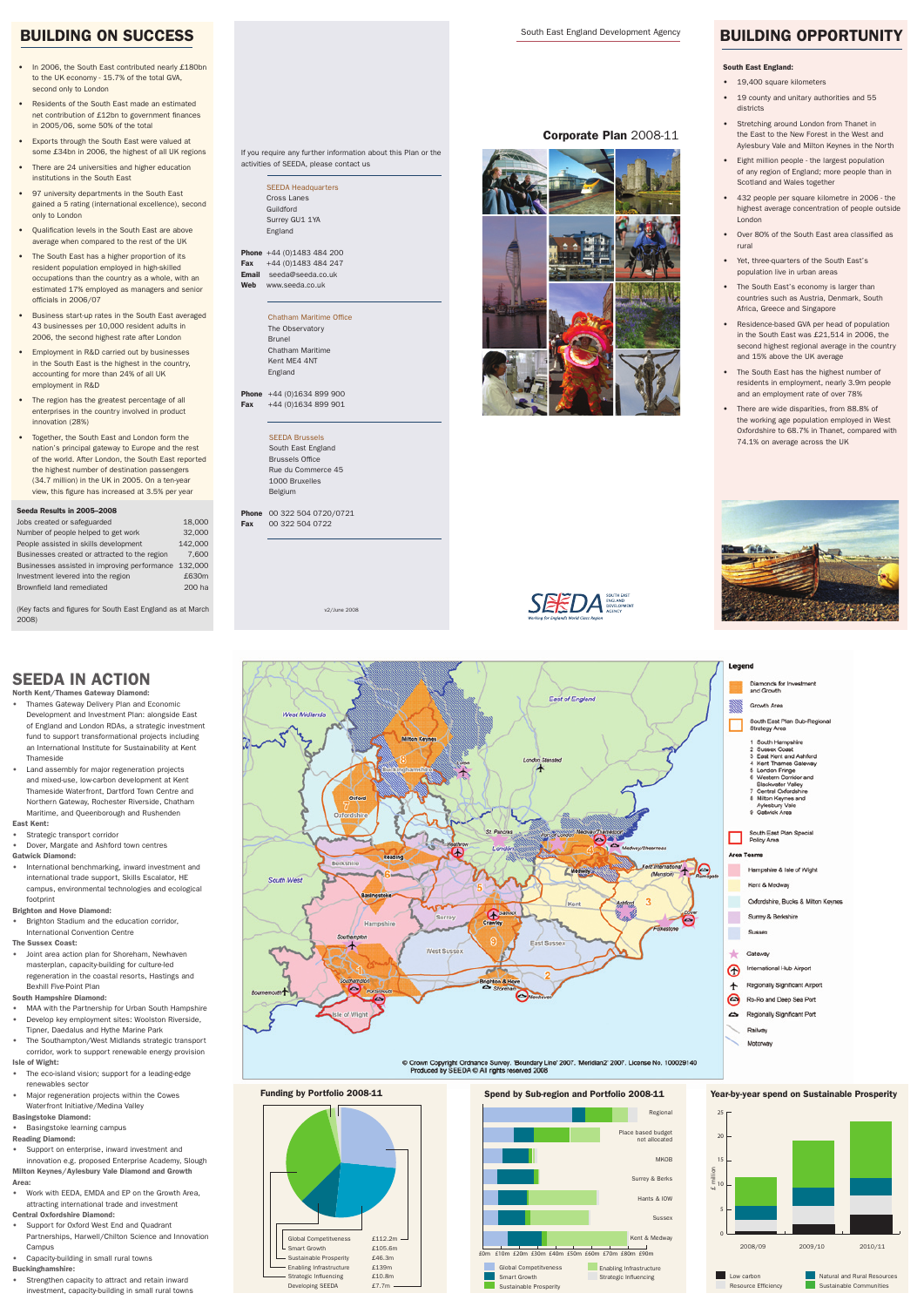# BUILDING ON SUCCESS

- In 2006, the South East contributed nearly £180bn to the UK economy - 15.7% of the total GVA, second only to London
- Residents of the South East made an estimated net contribution of £12bn to government finances in 2005/06, some 50% of the total
- Exports through the South East were valued at some £34bn in 2006, the highest of all UK regions
- There are 24 universities and higher education institutions in the South East
- 97 university departments in the South East gained a 5 rating (international excellence), second only to London
- Qualification levels in the South East are above average when compared to the rest of the UK
- The South East has a higher proportion of its resident population employed in high-skilled occupations than the country as a whole, with an estimated 17% employed as managers and senior officials in 2006/07
- Business start-up rates in the South East averaged 43 businesses per 10,000 resident adults in 2006, the second highest rate after London
- Employment in R&D carried out by businesses in the South East is the highest in the country, accounting for more than 24% of all UK employment in R&D
- The region has the greatest percentage of all enterprises in the country involved in product innovation (28%)
- Together, the South East and London form the nation's principal gateway to Europe and the rest of the world. After London, the South East reported the highest number of destination passengers (34.7 million) in the UK in 2005. On a ten-year view, this figure has increased at 3.5% per year

**Seeda Results in 2005–2008**

| | |
|---|---|
| Jobs created or safeguarded | 18,000 |
| Number of people helped to get work | 32,000 |
| People assisted in skills development | 142,000 |
| Businesses created or attracted to the region | 7,600 |
| Businesses assisted in improving performance | 132,000 |
| Investment leveraged into the region | £630m |
| Brownfield land remediated | 200 ha |

(Key facts and figures for South East England as at March 2008)

If you require any further information about this Plan or the activities of SEEDA, please contact us

SEEDA Headquarters
Cross Lanes
Guildford
Surrey GU1 1YA
England

**Phone** +44 (0)1483 484 200
**Fax** +44 (0)1483 484 247
**Email** seeda@seeda.co.uk
**Web** www.seeda.co.uk

Chatham Maritime Office
The Observatory
Brunel
Chatham Maritime
Kent ME4 4NT
England

**Phone** +44 (0)1634 899 900
**Fax** +44 (0)1634 899 901

SEEDA Brussels
South East England
Brussels Office
Rue du Commerce 45
1000 Bruxelles
Belgium

**Phone** 00 322 504 0720/0721
**Fax** 00 322 504 0722

v2/June 2008

South East England Development Agency

**Corporate Plan** 2008-11

SEEDA South East England Development Agency
Working for England's World Class Region

# BUILDING OPPORTUNITY

**South East England:**

- 19,400 square kilometres
- 19 county and unitary authorities and 55 districts
- Stretching around London from Thanet in the East to the New Forest in the West and Aylesbury Vale and Milton Keynes in the North
- Eight million people - the largest population of any region of England; more people than in Scotland and Wales together
- 432 people per square kilometre in 2006 - the highest average concentration of people outside London
- Over 80% of the South East area classified as rural
- Yet, three-quarters of the South East's population live in urban areas
- The South East's economy is larger than countries such as Austria, Denmark, South Africa, Greece and Singapore
- Residence-based GVA per head of population in the South East was £21,514 in 2006, the second highest regional average in the country and 15% above the UK average
- The South East has the highest number of residents in employment, nearly 3.9m people and an employment rate of over 78%
- There are wide disparities, from 88.8% of the working age population employed in West Oxfordshire to 68.7% in Thanet, compared with 74.1% on average across the UK

# SEEDA IN ACTION

**North Kent/Thames Gateway Diamond:**

- Thames Gateway Delivery Plan and Economic Development and Investment Plan: alongside East of England and London RDAs, a strategic investment fund to support transformational projects including an International Institute for Sustainability at Kent Thameside
- Land assembly for major regeneration projects and mixed-use, low-carbon development at Kent Thameside Waterfront, Dartford Town Centre and Northern Gateway, Rochester Riverside, Chatham Maritime, and Queenborough and Rushenden

**East Kent:**

- Strategic transport corridor
- Dover, Margate and Ashford town centres

**Gatwick Diamond:**

- International benchmarking, inward investment and international trade support, Skills Escalator, HE campus, environmental technologies and ecological footprint

**Brighton and Hove Diamond:**

- Brighton Stadium and the education corridor, International Convention Centre

**The Sussex Coast:**

- Joint area action plan for Shoreham, Newhaven masterplan, capacity-building for culture-led regeneration in the coastal resorts, Hastings and Bexhill Five-Point Plan

**South Hampshire Diamond:**

- MAA with the Partnership for Urban South Hampshire
- Develop key employment sites: Woolston Riverside, Tipner, Daedalus and Hythe Marine Park
- The Southampton/West Midlands strategic transport corridor, work to support renewable energy provision

**Isle of Wight:**

- The eco-island vision; support for a leading-edge renewables sector
- Major regeneration projects within the Cowes Waterfront Initiative/Medina Valley

**Basingstoke Diamond:**

- Basingstoke learning campus

**Reading Diamond:**

- Support on enterprise, inward investment and innovation e.g. proposed Enterprise Academy, Slough

**Milton Keynes/Aylesbury Vale Diamond and Growth Area:**

- Work with EEDA, EMDA and EP on the Growth Area, attracting international trade and investment

**Central Oxfordshire Diamond:**

- Support for Oxford West End and Quadrant Partnerships, Harwell/Chilton Science and Innovation Campus
- Capacity-building in small rural towns

**Buckinghamshire:**

- Strengthen capacity to attract and retain inward investment, capacity-building in small rural towns

West Midlands
East of England
Milton Keynes
Buckinghamshire
Luton
London Stansted
Oxford
Oxfordshire
St. Pancras
Heathrow
London
Reading
Berkshire
South West
Basingstoke
Hampshire
Surrey
Crawley
Gatwick
Kent
Ashford
Medway
Medway Thameside
Ebbsfleet
Medway/Sheerness
Kent International (Manston)
Ramsgate
Dover
Folkestone
West Sussex
East Sussex
Southampton
Portsmouth
Bournemouth
Isle of Wight
Brighton & Hove
Shoreham
Newhaven

© Crown Copyright Ordnance Survey. 'Boundary Line' 2007. 'Meridian2' 2007. License No. 100029140
Produced by SEEDA © All rights reserved 2008

**Legend**

Diamonds for Investment and Growth
Growth Area
South East Plan Sub-Regional Strategy Area
1 South Hampshire
2 Sussex Coast
3 East Kent and Ashford
4 Kent Thames Gateway
5 London Fringe
6 Western Corridor and Blackwater Valley
7 Central Oxfordshire
8 Milton Keynes and Aylesbury Vale
9 Gatwick Area
South East Plan Special Policy Area

**Area Teams**

Hampshire & Isle of Wight
Kent & Medway
Oxfordshire, Bucks & Milton Keynes
Surrey & Berkshire
Sussex

Gateway
International Hub Airport
Regionally Significant Airport
Ro-Ro and Deep Sea Port
Regionally Significant Port
Railway
Motorway

**Funding by Portfolio 2008-11**

Global Competitiveness £112.2m
Smart Growth £105.6m
Sustainable Prosperity £46.3m
Enabling Infrastructure £139m
Strategic Influencing £10.8m
Developing SEEDA £7.7m

**Spend by Sub-region and Portfolio 2008-11**

Regional
Place based budget not allocated
MKOB
Surrey & Berks
Hants & IOW
Sussex
Kent & Medway

£0m £10m £20m £30m £40m £50m £60m £70m £80m £90m

Global Competitiveness
Smart Growth
Sustainable Prosperity
Enabling Infrastructure
Strategic Influencing

**Year-by-year spend on Sustainable Prosperity**

£ million
0 5 10 15 20 25

2008/09 2009/10 2010/11

Low carbon
Resource Efficiency
Natural and Rural Resources
Sustainable Communities